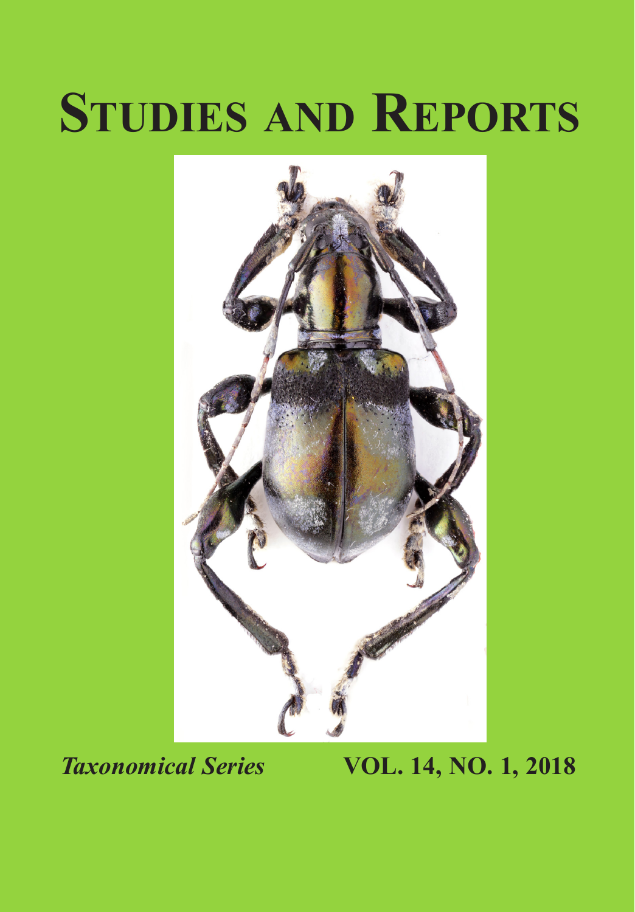# Studies and Reports

*Taxonomical Series* **VOL. 14, NO. 1, 2018**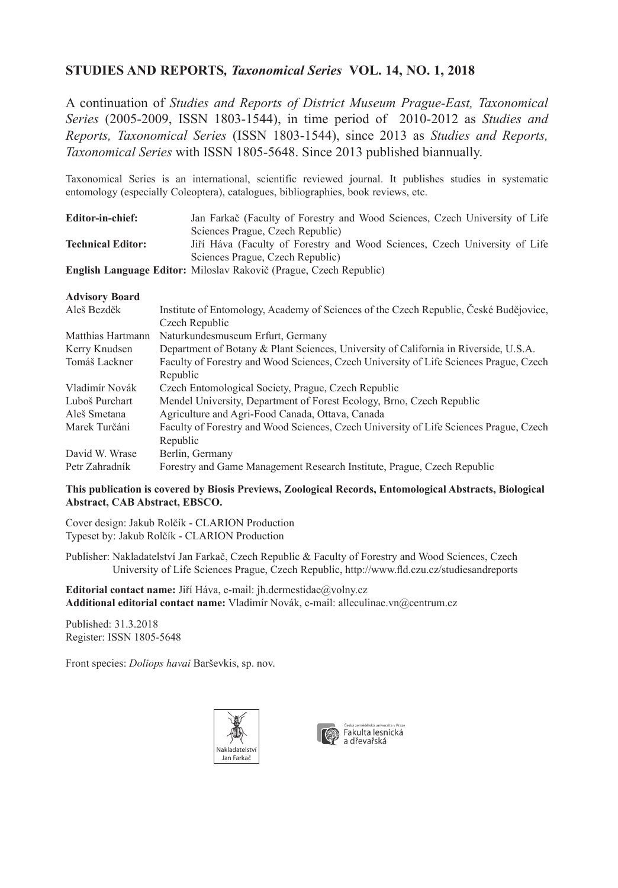**STUDIES AND REPORTS,** ***Taxonomical Series*** **VOL. 14, NO. 1, 2018**

A continuation of *Studies and Reports of District Museum Prague-East, Taxonomical Series* (2005-2009, ISSN 1803-1544), in time period of 2010-2012 as *Studies and Reports, Taxonomical Series* (ISSN 1803-1544), since 2013 as *Studies and Reports, Taxonomical Series* with ISSN 1805-5648. Since 2013 published biannually.

Taxonomical Series is an international, scientific reviewed journal. It publishes studies in systematic entomology (especially Coleoptera), catalogues, bibliographies, book reviews, etc.

**Editor-in-chief:** Jan Farkač (Faculty of Forestry and Wood Sciences, Czech University of Life Sciences Prague, Czech Republic)

**Technical Editor:** Jiří Háva (Faculty of Forestry and Wood Sciences, Czech University of Life Sciences Prague, Czech Republic)

**English Language Editor:** Miloslav Rakovič (Prague, Czech Republic)

**Advisory Board**

| | |
|---|---|
| Aleš Bezděk | Institute of Entomology, Academy of Sciences of the Czech Republic, České Budějovice, Czech Republic |
| Matthias Hartmann | Naturkundesmuseum Erfurt, Germany |
| Kerry Knudsen | Department of Botany & Plant Sciences, University of California in Riverside, U.S.A. |
| Tomáš Lackner | Faculty of Forestry and Wood Sciences, Czech University of Life Sciences Prague, Czech Republic |
| Vladimír Novák | Czech Entomological Society, Prague, Czech Republic |
| Luboš Purchart | Mendel University, Department of Forest Ecology, Brno, Czech Republic |
| Aleš Smetana | Agriculture and Agri-Food Canada, Ottava, Canada |
| Marek Turčáni | Faculty of Forestry and Wood Sciences, Czech University of Life Sciences Prague, Czech Republic |
| David W. Wrase | Berlin, Germany |
| Petr Zahradník | Forestry and Game Management Research Institute, Prague, Czech Republic |

**This publication is covered by Biosis Previews, Zoological Records, Entomological Abstracts, Biological Abstract, CAB Abstract, EBSCO.**

Cover design: Jakub Rolčík - CLARION Production
Typeset by: Jakub Rolčík - CLARION Production

Publisher: Nakladatelství Jan Farkač, Czech Republic & Faculty of Forestry and Wood Sciences, Czech University of Life Sciences Prague, Czech Republic, http://www.fld.czu.cz/studiesandreports

**Editorial contact name:** Jiří Háva, e-mail: jh.dermestidae@volny.cz
**Additional editorial contact name:** Vladimír Novák, e-mail: alleculinae.vn@centrum.cz

Published: 31.3.2018
Register: ISSN 1805-5648

Front species: *Doliops havai* Barševkis, sp. nov.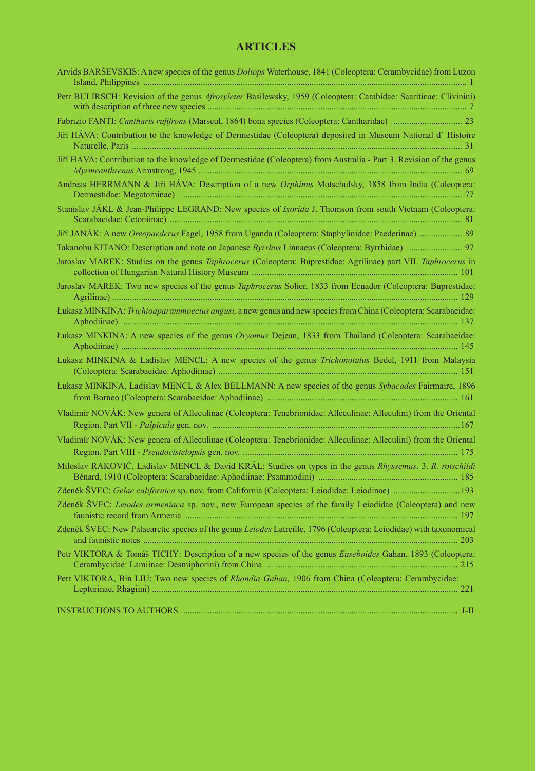## ARTICLES

Arvids BARŠEVSKIS: A new species of the genus *Doliops* Waterhouse, 1841 (Coleoptera: Cerambycidae) from Luzon Island, Philippines ........ 1

Petr BULIRSCH: Revision of the genus *Afrosyleter* Basilewsky, 1959 (Coleoptera: Carabidae: Scaritinae: Clivinini) with description of three new species ........ 7

Fabrizio FANTI: *Cantharis rufifrons* (Marseul, 1864) bona species (Coleoptera: Cantharidae) ........ 23

Jiří HÁVA: Contribution to the knowledge of Dermestidae (Coleoptera) deposited in Museum National d´ Histoire Naturelle, Paris ........ 31

Jiří HÁVA: Contribution to the knowledge of Dermestidae (Coleoptera) from Australia - Part 3. Revision of the genus *Myrmeanthrenus* Armstrong, 1945 ........ 69

Andreas HERRMANN & Jiří HÁVA: Description of a new *Orphinus* Motschulsky, 1858 from India (Coleoptera: Dermestidae: Megatominae) ........ 77

Stanislav JÁKL & Jean-Philippe LEGRAND: New species of *Ixorida* J. Thomson from south Vietnam (Coleoptera: Scarabaeidae: Cetoniinae) ........ 81

Jiří JANÁK: A new *Oreopaederus* Fagel, 1958 from Uganda (Coleoptera: Staphylinidae: Paederinae) ........ 89

Takanobu KITANO: Description and note on Japanese *Byrrhus* Linnaeus (Coleoptera: Byrrhidae) ........ 97

Jaroslav MAREK: Studies on the genus *Taphrocerus* (Coleoptera: Buprestidae: Agrilinae) part VII. *Taphrocerus* in collection of Hungarian Natural History Museum ........ 101

Jaroslav MAREK: Two new species of the genus *Taphrocerus* Solier, 1833 from Ecuador (Coleoptera: Buprestidae: Agrilinae) ........ 129

Łukasz MINKINA: *Trichioaparammoecius angusi,* a new genus and new species from China (Coleoptera: Scarabaeidae: Aphodiinae) ........ 137

Łukasz MINKINA: A new species of the genus *Oxyomus* Dejean, 1833 from Thailand (Coleoptera: Scarabaeidae: Aphodiinae) ........ 145

Łukasz MINKINA & Ladislav MENCL: A new species of the genus *Trichonotulus* Bedel, 1911 from Malaysia (Coleoptera: Scarabaeidae: Aphodiinae) ........ 151

Łukasz MINKINA, Ladislav MENCL & Alex BELLMANN: A new species of the genus *Sybacodes* Fairmaire, 1896 from Borneo (Coleoptera: Scarabaeidae: Aphodiinae) ........ 161

Vladimír NOVÁK: New genera of Alleculinae (Coleoptera: Tenebrionidae: Alleculinae: Alleculini) from the Oriental Region. Part VII - *Palpicula* gen. nov. ........ 167

Vladimír NOVÁK: New genera of Alleculinae (Coleoptera: Tenebrionidae: Alleculinae: Alleculini) from the Oriental Region. Part VIII - *Pseudocistelopsis* gen. nov. ........ 175

Miloslav RAKOVIČ, Ladislav MENCL & David KRÁL: Studies on types in the genus *Rhyssemus*. 3. *R. rotschildi* Bénard, 1910 (Coleoptera: Scarabaeidae: Aphodiinae: Psammodini) ........ 185

Zdeněk ŠVEC: *Gelae californica* sp. nov. from California (Coleoptera: Leiodidae: Leiodinae) ........ 193

Zdeněk ŠVEC: *Leiodes armeniaca* sp. nov., new European species of the family Leiodidae (Coleoptera) and new faunistic record from Armenia ........ 197

Zdeněk ŠVEC: New Palaearctic species of the genus *Leiodes* Latreille, 1796 (Coleoptera: Leiodidae) with taxonomical and faunistic notes ........ 203

Petr VIKTORA & Tomáš TICHÝ: Description of a new species of the genus *Euseboides* Gahan, 1893 (Coleoptera: Cerambycidae: Lamiinae: Desmiphorini) from China ........ 215

Petr VIKTORA, Bin LIU: Two new species of *Rhondia Gahan,* 1906 from China (Coleoptera: Cerambycidae: Lepturinae, Rhagiini) ........ 221

INSTRUCTIONS TO AUTHORS ........ I-II